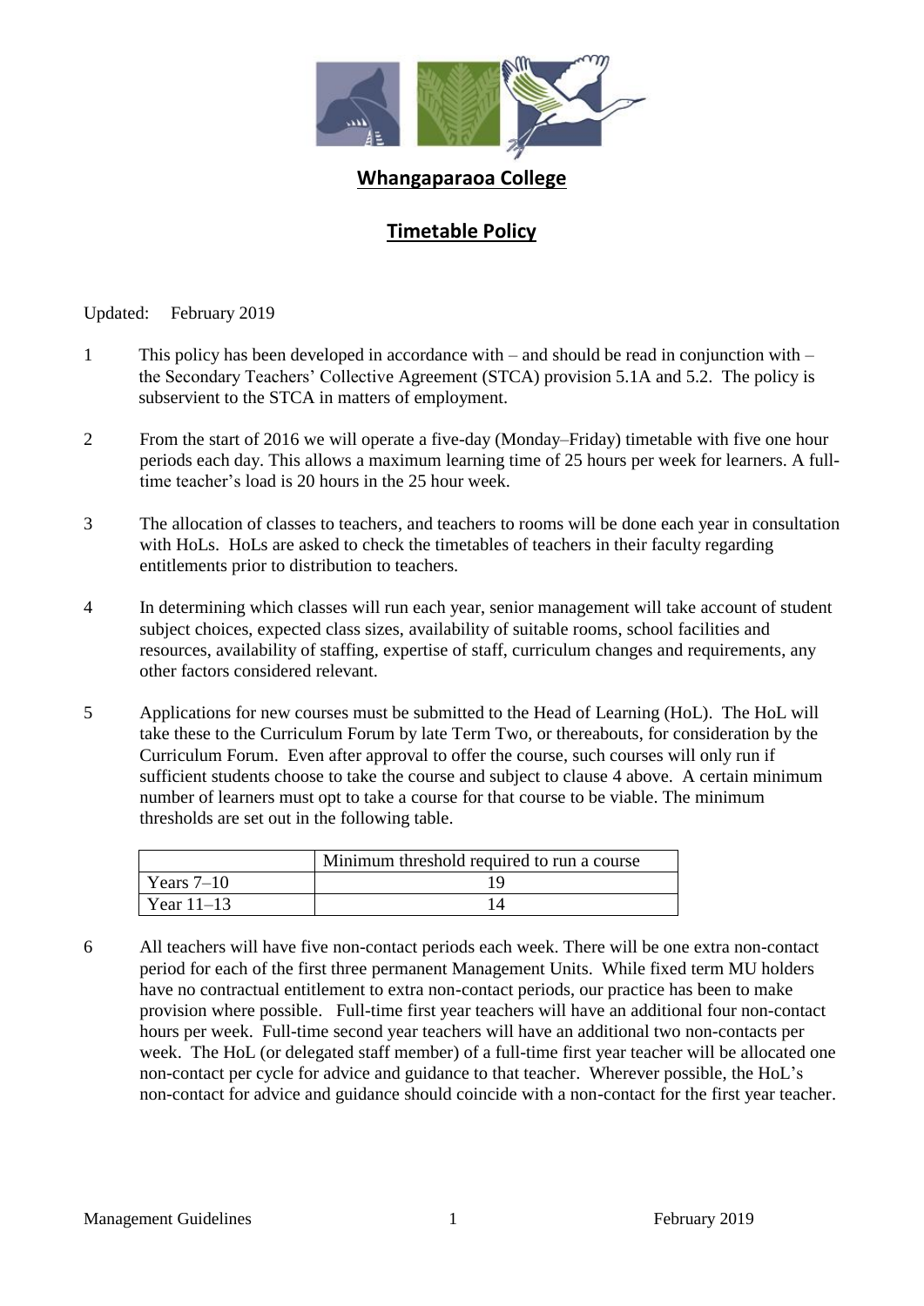# Whangaparaoa College

## Timetable Policy

Updated: February 2019

1 This policy has been developed in accordance with – and should be read in conjunction with – the Secondary Teachers' Collective Agreement (STCA) provision 5.1A and 5.2. The policy is subservient to the STCA in matters of employment.

2 From the start of 2016 we will operate a five-day (Monday–Friday) timetable with five one hour periods each day. This allows a maximum learning time of 25 hours per week for learners. A full-time teacher's load is 20 hours in the 25 hour week.

3 The allocation of classes to teachers, and teachers to rooms will be done each year in consultation with HoLs. HoLs are asked to check the timetables of teachers in their faculty regarding entitlements prior to distribution to teachers.

4 In determining which classes will run each year, senior management will take account of student subject choices, expected class sizes, availability of suitable rooms, school facilities and resources, availability of staffing, expertise of staff, curriculum changes and requirements, any other factors considered relevant.

5 Applications for new courses must be submitted to the Head of Learning (HoL). The HoL will take these to the Curriculum Forum by late Term Two, or thereabouts, for consideration by the Curriculum Forum. Even after approval to offer the course, such courses will only run if sufficient students choose to take the course and subject to clause 4 above. A certain minimum number of learners must opt to take a course for that course to be viable. The minimum thresholds are set out in the following table.

| | Minimum threshold required to run a course |
|---|---|
| Years 7–10 | 19 |
| Year 11–13 | 14 |

6 All teachers will have five non-contact periods each week. There will be one extra non-contact period for each of the first three permanent Management Units. While fixed term MU holders have no contractual entitlement to extra non-contact periods, our practice has been to make provision where possible. Full-time first year teachers will have an additional four non-contact hours per week. Full-time second year teachers will have an additional two non-contacts per week. The HoL (or delegated staff member) of a full-time first year teacher will be allocated one non-contact per cycle for advice and guidance to that teacher. Wherever possible, the HoL's non-contact for advice and guidance should coincide with a non-contact for the first year teacher.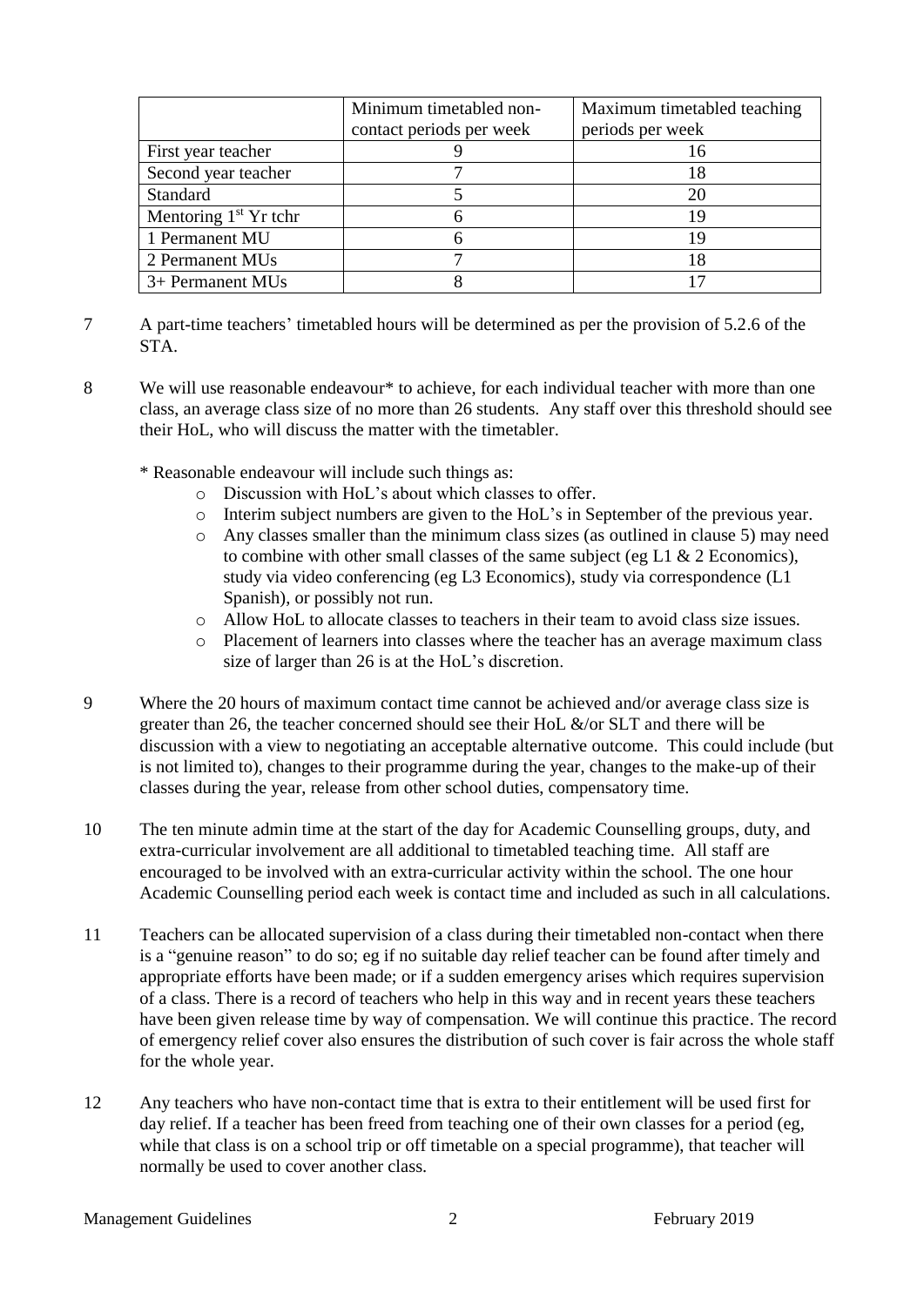| | Minimum timetabled non-contact periods per week | Maximum timetabled teaching periods per week |
|---|---|---|
| First year teacher | 9 | 16 |
| Second year teacher | 7 | 18 |
| Standard | 5 | 20 |
| Mentoring 1st Yr tchr | 6 | 19 |
| 1 Permanent MU | 6 | 19 |
| 2 Permanent MUs | 7 | 18 |
| 3+ Permanent MUs | 8 | 17 |

7 A part-time teachers' timetabled hours will be determined as per the provision of 5.2.6 of the STA.

8 We will use reasonable endeavour* to achieve, for each individual teacher with more than one class, an average class size of no more than 26 students. Any staff over this threshold should see their HoL, who will discuss the matter with the timetabler.

\* Reasonable endeavour will include such things as:

- Discussion with HoL's about which classes to offer.
- Interim subject numbers are given to the HoL's in September of the previous year.
- Any classes smaller than the minimum class sizes (as outlined in clause 5) may need to combine with other small classes of the same subject (eg L1 & 2 Economics), study via video conferencing (eg L3 Economics), study via correspondence (L1 Spanish), or possibly not run.
- Allow HoL to allocate classes to teachers in their team to avoid class size issues.
- Placement of learners into classes where the teacher has an average maximum class size of larger than 26 is at the HoL's discretion.

9 Where the 20 hours of maximum contact time cannot be achieved and/or average class size is greater than 26, the teacher concerned should see their HoL &/or SLT and there will be discussion with a view to negotiating an acceptable alternative outcome. This could include (but is not limited to), changes to their programme during the year, changes to the make-up of their classes during the year, release from other school duties, compensatory time.

10 The ten minute admin time at the start of the day for Academic Counselling groups, duty, and extra-curricular involvement are all additional to timetabled teaching time. All staff are encouraged to be involved with an extra-curricular activity within the school. The one hour Academic Counselling period each week is contact time and included as such in all calculations.

11 Teachers can be allocated supervision of a class during their timetabled non-contact when there is a "genuine reason" to do so; eg if no suitable day relief teacher can be found after timely and appropriate efforts have been made; or if a sudden emergency arises which requires supervision of a class. There is a record of teachers who help in this way and in recent years these teachers have been given release time by way of compensation. We will continue this practice. The record of emergency relief cover also ensures the distribution of such cover is fair across the whole staff for the whole year.

12 Any teachers who have non-contact time that is extra to their entitlement will be used first for day relief. If a teacher has been freed from teaching one of their own classes for a period (eg, while that class is on a school trip or off timetable on a special programme), that teacher will normally be used to cover another class.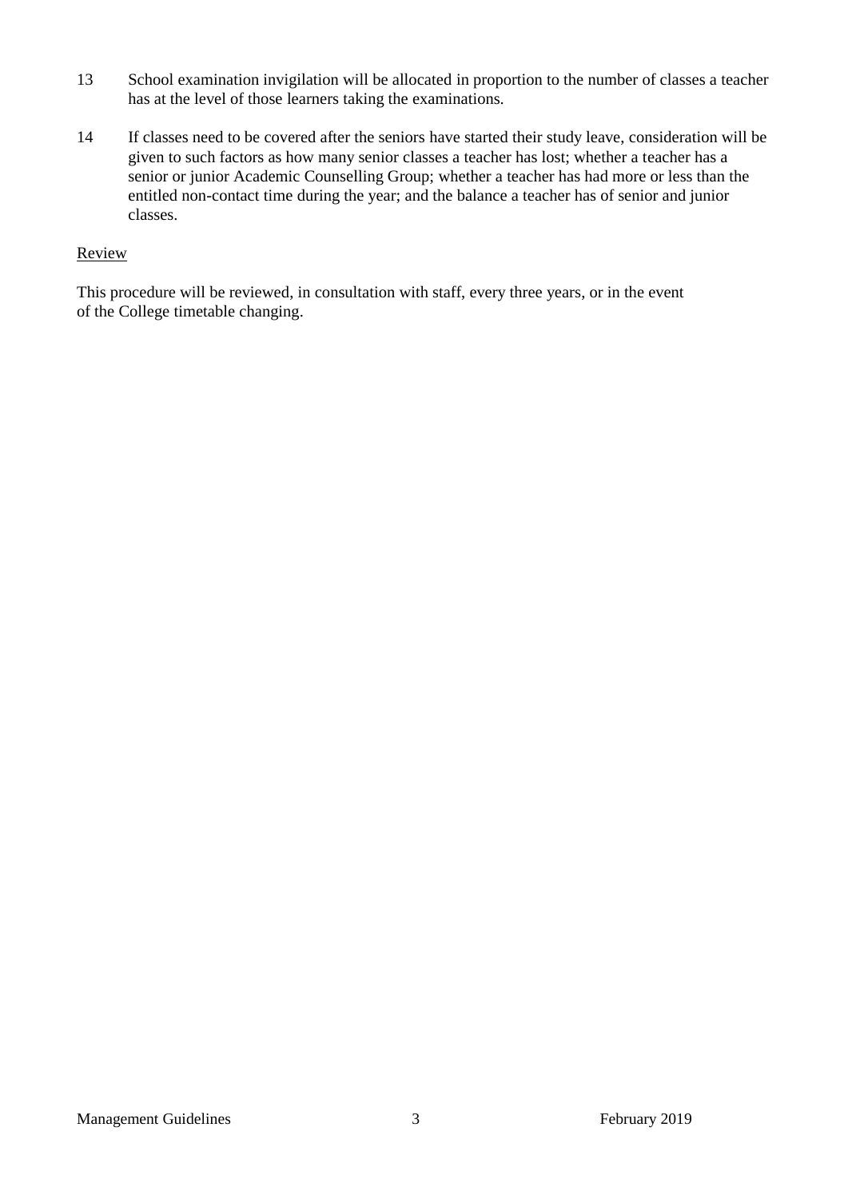13 School examination invigilation will be allocated in proportion to the number of classes a teacher has at the level of those learners taking the examinations.

14 If classes need to be covered after the seniors have started their study leave, consideration will be given to such factors as how many senior classes a teacher has lost; whether a teacher has a senior or junior Academic Counselling Group; whether a teacher has had more or less than the entitled non-contact time during the year; and the balance a teacher has of senior and junior classes.

Review

This procedure will be reviewed, in consultation with staff, every three years, or in the event of the College timetable changing.